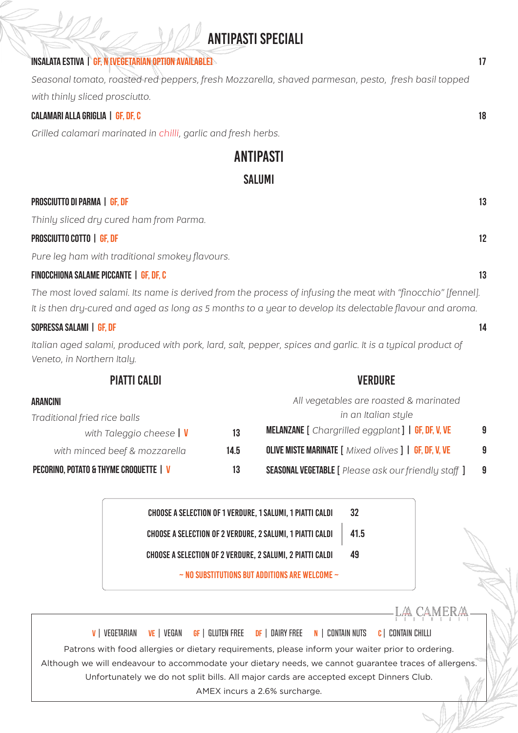# ANTIPASTI SPECIALI

**INSALATA ESTIVA | GF, N [VEGETARIAN OPTION AVAILABLE]** — 17

*Seasonal tomato, roasted red peppers, fresh Mozzarella, shaved parmesan, pesto, fresh basil topped with thinly sliced prosciutto.*

**CALAMARI ALLA GRIGLIA | GF, DF, C** — 18

*Grilled calamari marinated in chilli, garlic and fresh herbs.*

# ANTIPASTI

## SALUMI

**PROSCIUTTO DI PARMA | GF, DF** — 13

*Thinly sliced dry cured ham from Parma.*

**PROSCIUTTO COTTO | GF, DF** — 12

*Pure leg ham with traditional smokey flavours.*

**FINOCCHIONA SALAME PICCANTE | GF, DF, C** — 13

*The most loved salami. Its name is derived from the process of infusing the meat with "finocchio" [fennel]. It is then dry-cured and aged as long as 5 months to a year to develop its delectable flavour and aroma.*

**SOPRESSA SALAMI | GF, DF** — 14

*Italian aged salami, produced with pork, lard, salt, pepper, spices and garlic. It is a typical product of Veneto, in Northern Italy.*

## PIATTI CALDI

**ARANCINI**

*Traditional fried rice balls*

- *with Taleggio cheese* | V — 13
- *with minced beef & mozzarella* — 14.5

**PECORINO, POTATO & THYME CROQUETTE | V** — 13

## VERDURE

*All vegetables are roasted & marinated in an Italian style*

**MELANZANE** [ *Chargrilled eggplant* ] | GF, DF, V, VE — 9

**OLIVE MISTE MARINATE** [ *Mixed olives* ] | GF, DF, V, VE — 9

**SEASONAL VEGETABLE** [ *Please ask our friendly staff* ] — 9

| Selection | Price |
|---|---|
| CHOOSE A SELECTION OF 1 VERDURE, 1 SALUMI, 1 PIATTI CALDI | 32 |
| CHOOSE A SELECTION OF 2 VERDURE, 2 SALUMI, 1 PIATTI CALDI | 41.5 |
| CHOOSE A SELECTION OF 2 VERDURE, 2 SALUMI, 2 PIATTI CALDI | 49 |

~ NO SUBSTITUTIONS BUT ADDITIONS ARE WELCOME ~

LA CAMERA

V | VEGETARIAN   VE | VEGAN   GF | GLUTEN FREE   DF | DAIRY FREE   N | CONTAIN NUTS   C | CONTAIN CHILLI

Patrons with food allergies or dietary requirements, please inform your waiter prior to ordering.
Although we will endeavour to accommodate your dietary needs, we cannot guarantee traces of allergens.
Unfortunately we do not split bills. All major cards are accepted except Dinners Club.
AMEX incurs a 2.6% surcharge.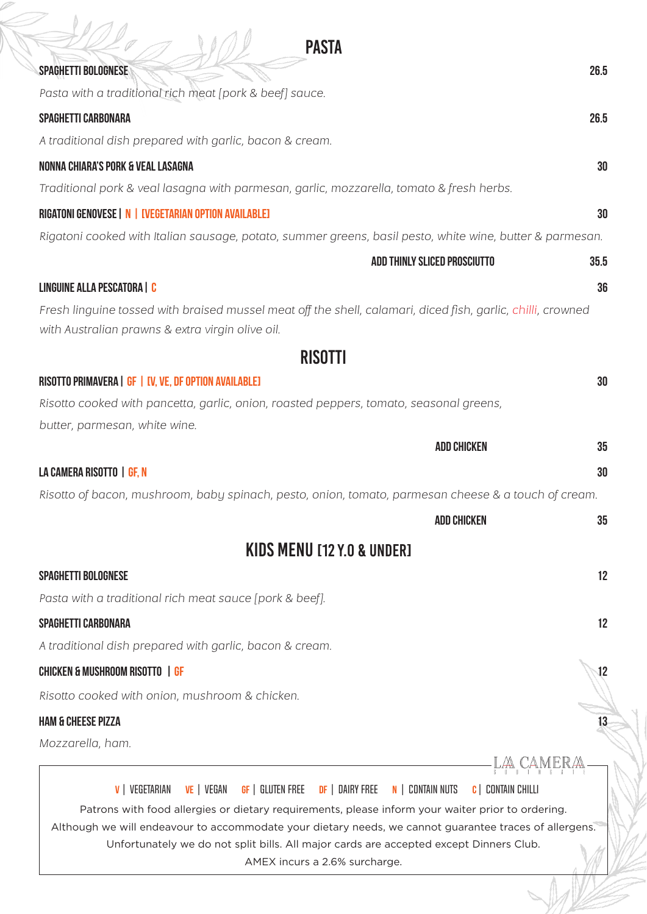## PASTA

**SPAGHETTI BOLOGNESE** — 26.5

*Pasta with a traditional rich meat [pork & beef] sauce.*

**SPAGHETTI CARBONARA** — 26.5

*A traditional dish prepared with garlic, bacon & cream.*

**NONNA CHIARA'S PORK & VEAL LASAGNA** — 30

*Traditional pork & veal lasagna with parmesan, garlic, mozzarella, tomato & fresh herbs.*

**RIGATONI GENOVESE | N | [VEGETARIAN OPTION AVAILABLE]** — 30

*Rigatoni cooked with Italian sausage, potato, summer greens, basil pesto, white wine, butter & parmesan.*

ADD THINLY SLICED PROSCIUTTO — 35.5

**LINGUINE ALLA PESCATORA | C** — 36

*Fresh linguine tossed with braised mussel meat off the shell, calamari, diced fish, garlic, chilli, crowned with Australian prawns & extra virgin olive oil.*

## RISOTTI

**RISOTTO PRIMAVERA | GF | [V, VE, DF OPTION AVAILABLE]** — 30

*Risotto cooked with pancetta, garlic, onion, roasted peppers, tomato, seasonal greens, butter, parmesan, white wine.*

ADD CHICKEN — 35

**LA CAMERA RISOTTO | GF, N** — 30

*Risotto of bacon, mushroom, baby spinach, pesto, onion, tomato, parmesan cheese & a touch of cream.*

ADD CHICKEN — 35

## KIDS MENU [12 Y.O & UNDER]

**SPAGHETTI BOLOGNESE** — 12

*Pasta with a traditional rich meat sauce [pork & beef].*

**SPAGHETTI CARBONARA** — 12

*A traditional dish prepared with garlic, bacon & cream.*

**CHICKEN & MUSHROOM RISOTTO | GF** — 12

*Risotto cooked with onion, mushroom & chicken.*

**HAM & CHEESE PIZZA** — 13

*Mozzarella, ham.*

---

LA CAMERA

V | VEGETARIAN VE | VEGAN GF | GLUTEN FREE DF | DAIRY FREE N | CONTAIN NUTS C | CONTAIN CHILLI

Patrons with food allergies or dietary requirements, please inform your waiter prior to ordering.
Although we will endeavour to accommodate your dietary needs, we cannot guarantee traces of allergens.
Unfortunately we do not split bills. All major cards are accepted except Dinners Club.
AMEX incurs a 2.6% surcharge.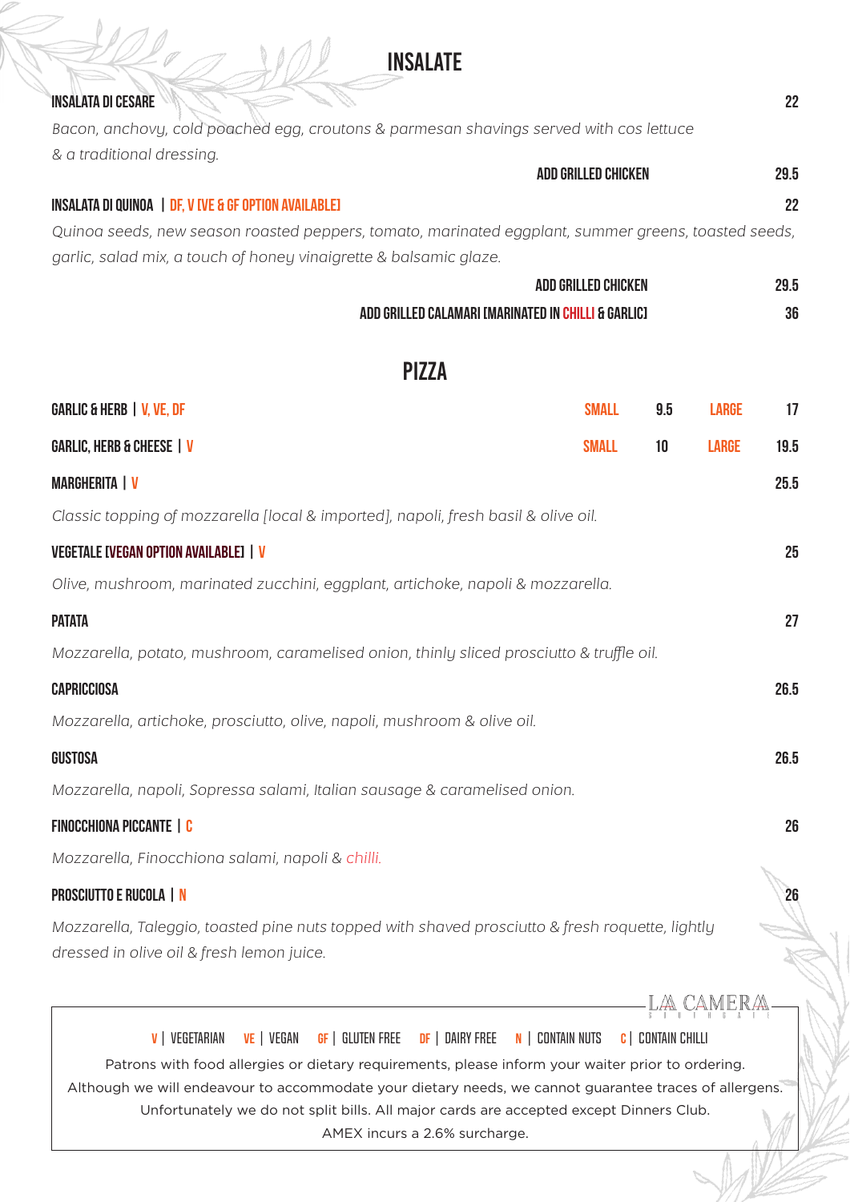# INSALATE

**INSALATA DI CESARE** — 22

*Bacon, anchovy, cold poached egg, croutons & parmesan shavings served with cos lettuce & a traditional dressing.*

ADD GRILLED CHICKEN — 29.5

**INSALATA DI QUINOA | DF, V [VE & GF OPTION AVAILABLE]** — 22

*Quinoa seeds, new season roasted peppers, tomato, marinated eggplant, summer greens, toasted seeds, garlic, salad mix, a touch of honey vinaigrette & balsamic glaze.*

ADD GRILLED CHICKEN — 29.5

ADD GRILLED CALAMARI [MARINATED IN CHILLI & GARLIC] — 36

# PIZZA

**GARLIC & HERB | V, VE, DF** — SMALL 9.5 — LARGE 17

**GARLIC, HERB & CHEESE | V** — SMALL 10 — LARGE 19.5

**MARGHERITA | V** — 25.5

*Classic topping of mozzarella [local & imported], napoli, fresh basil & olive oil.*

**VEGETALE [VEGAN OPTION AVAILABLE] | V** — 25

*Olive, mushroom, marinated zucchini, eggplant, artichoke, napoli & mozzarella.*

**PATATA** — 27

*Mozzarella, potato, mushroom, caramelised onion, thinly sliced prosciutto & truffle oil.*

**CAPRICCIOSA** — 26.5

*Mozzarella, artichoke, prosciutto, olive, napoli, mushroom & olive oil.*

**GUSTOSA** — 26.5

*Mozzarella, napoli, Sopressa salami, Italian sausage & caramelised onion.*

**FINOCCHIONA PICCANTE | C** — 26

*Mozzarella, Finocchiona salami, napoli & chilli.*

**PROSCIUTTO E RUCOLA | N** — 26

*Mozzarella, Taleggio, toasted pine nuts topped with shaved prosciutto & fresh roquette, lightly dressed in olive oil & fresh lemon juice.*

---

LA CAMERA

V | VEGETARIAN   VE | VEGAN   GF | GLUTEN FREE   DF | DAIRY FREE   N | CONTAIN NUTS   C | CONTAIN CHILLI

Patrons with food allergies or dietary requirements, please inform your waiter prior to ordering.
Although we will endeavour to accommodate your dietary needs, we cannot guarantee traces of allergens.
Unfortunately we do not split bills. All major cards are accepted except Dinners Club.
AMEX incurs a 2.6% surcharge.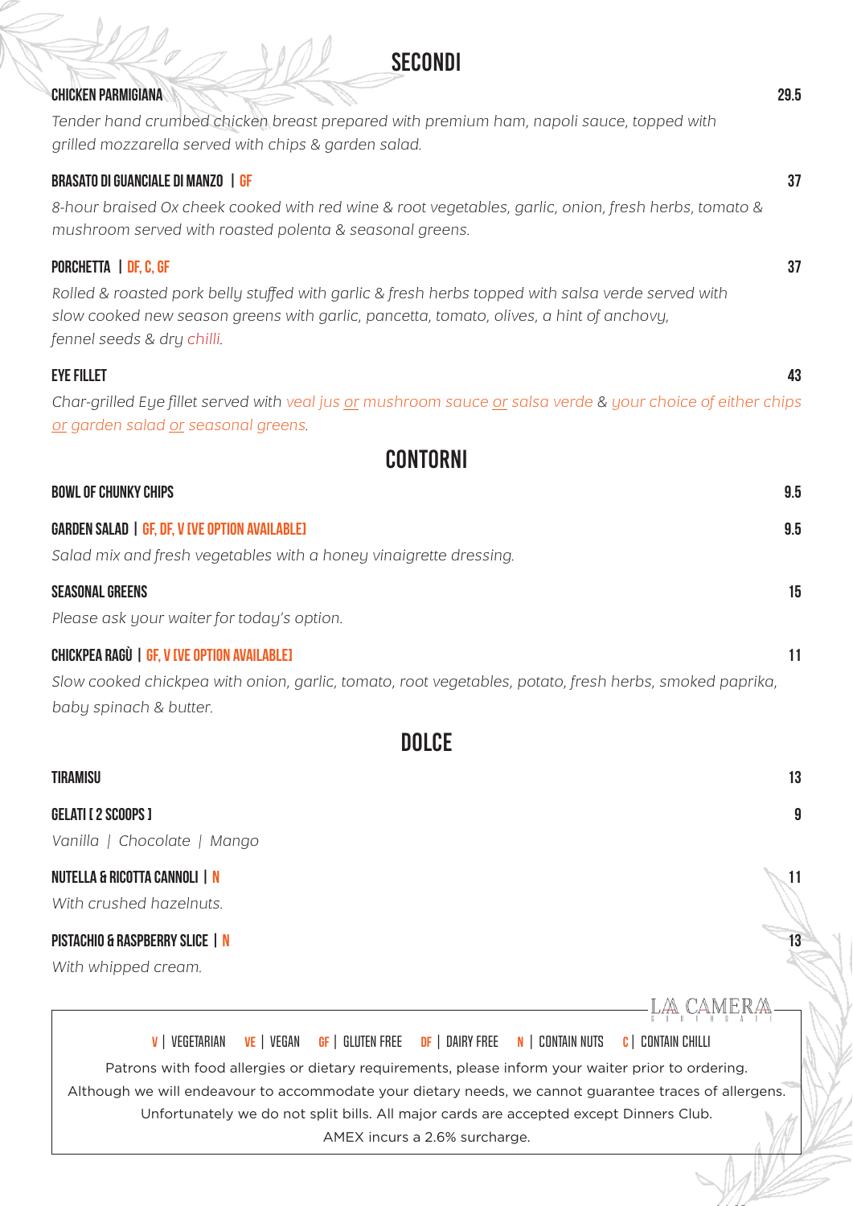## SECONDI

**CHICKEN PARMIGIANA** 29.5

*Tender hand crumbed chicken breast prepared with premium ham, napoli sauce, topped with grilled mozzarella served with chips & garden salad.*

**BRASATO DI GUANCIALE DI MANZO | GF** 37

*8-hour braised Ox cheek cooked with red wine & root vegetables, garlic, onion, fresh herbs, tomato & mushroom served with roasted polenta & seasonal greens.*

**PORCHETTA | DF, C, GF** 37

*Rolled & roasted pork belly stuffed with garlic & fresh herbs topped with salsa verde served with slow cooked new season greens with garlic, pancetta, tomato, olives, a hint of anchovy, fennel seeds & dry chilli.*

**EYE FILLET** 43

*Char-grilled Eye fillet served with veal jus or mushroom sauce or salsa verde & your choice of either chips or garden salad or seasonal greens.*

## CONTORNI

**BOWL OF CHUNKY CHIPS** 9.5

**GARDEN SALAD | GF, DF, V [VE OPTION AVAILABLE]** 9.5

*Salad mix and fresh vegetables with a honey vinaigrette dressing.*

**SEASONAL GREENS** 15

*Please ask your waiter for today's option.*

**CHICKPEA RAGÙ | GF, V [VE OPTION AVAILABLE]** 11

*Slow cooked chickpea with onion, garlic, tomato, root vegetables, potato, fresh herbs, smoked paprika, baby spinach & butter.*

## DOLCE

**TIRAMISU** 13

**GELATI [ 2 SCOOPS ]** 9

*Vanilla | Chocolate | Mango*

**NUTELLA & RICOTTA CANNOLI | N** 11

*With crushed hazelnuts.*

**PISTACHIO & RASPBERRY SLICE | N** 13

*With whipped cream.*

LA CAMERA

V | VEGETARIAN VE | VEGAN GF | GLUTEN FREE DF | DAIRY FREE N | CONTAIN NUTS C | CONTAIN CHILLI

Patrons with food allergies or dietary requirements, please inform your waiter prior to ordering.
Although we will endeavour to accommodate your dietary needs, we cannot guarantee traces of allergens.
Unfortunately we do not split bills. All major cards are accepted except Dinners Club.
AMEX incurs a 2.6% surcharge.